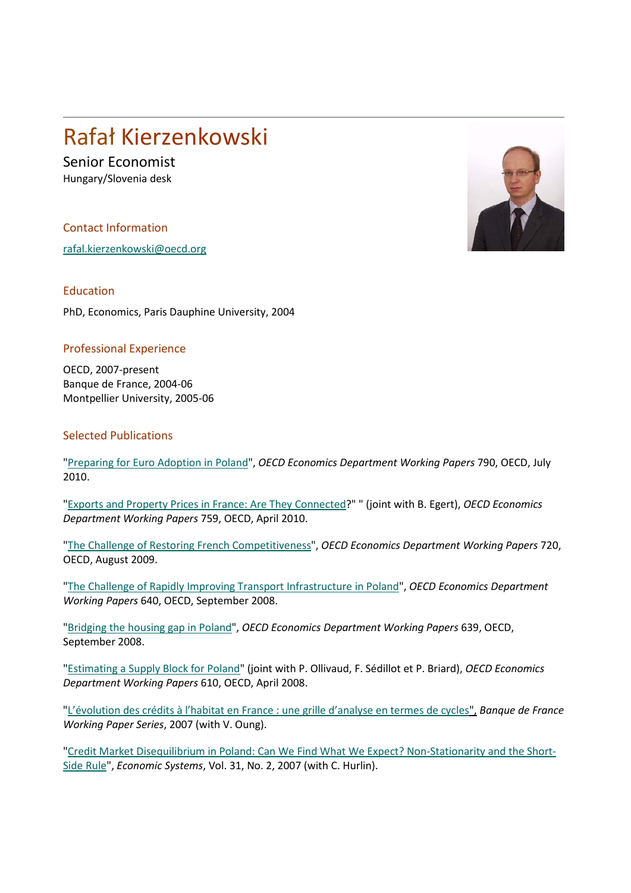# Rafał Kierzenkowski

Senior Economist
Hungary/Slovenia desk

## Contact Information

rafal.kierzenkowski@oecd.org

## Education

PhD, Economics, Paris Dauphine University, 2004

## Professional Experience

OECD, 2007-present
Banque de France, 2004-06
Montpellier University, 2005-06

## Selected Publications

"Preparing for Euro Adoption in Poland", *OECD Economics Department Working Papers* 790, OECD, July 2010.

"Exports and Property Prices in France: Are They Connected?" " (joint with B. Egert), *OECD Economics Department Working Papers* 759, OECD, April 2010.

"The Challenge of Restoring French Competitiveness", *OECD Economics Department Working Papers* 720, OECD, August 2009.

"The Challenge of Rapidly Improving Transport Infrastructure in Poland", *OECD Economics Department Working Papers* 640, OECD, September 2008.

"Bridging the housing gap in Poland", *OECD Economics Department Working Papers* 639, OECD, September 2008.

"Estimating a Supply Block for Poland" (joint with P. Ollivaud, F. Sédillot et P. Briard), *OECD Economics Department Working Papers* 610, OECD, April 2008.

"L'évolution des crédits à l'habitat en France : une grille d'analyse en termes de cycles", *Banque de France Working Paper Series*, 2007 (with V. Oung).

"Credit Market Disequilibrium in Poland: Can We Find What We Expect? Non-Stationarity and the Short-Side Rule", *Economic Systems*, Vol. 31, No. 2, 2007 (with C. Hurlin).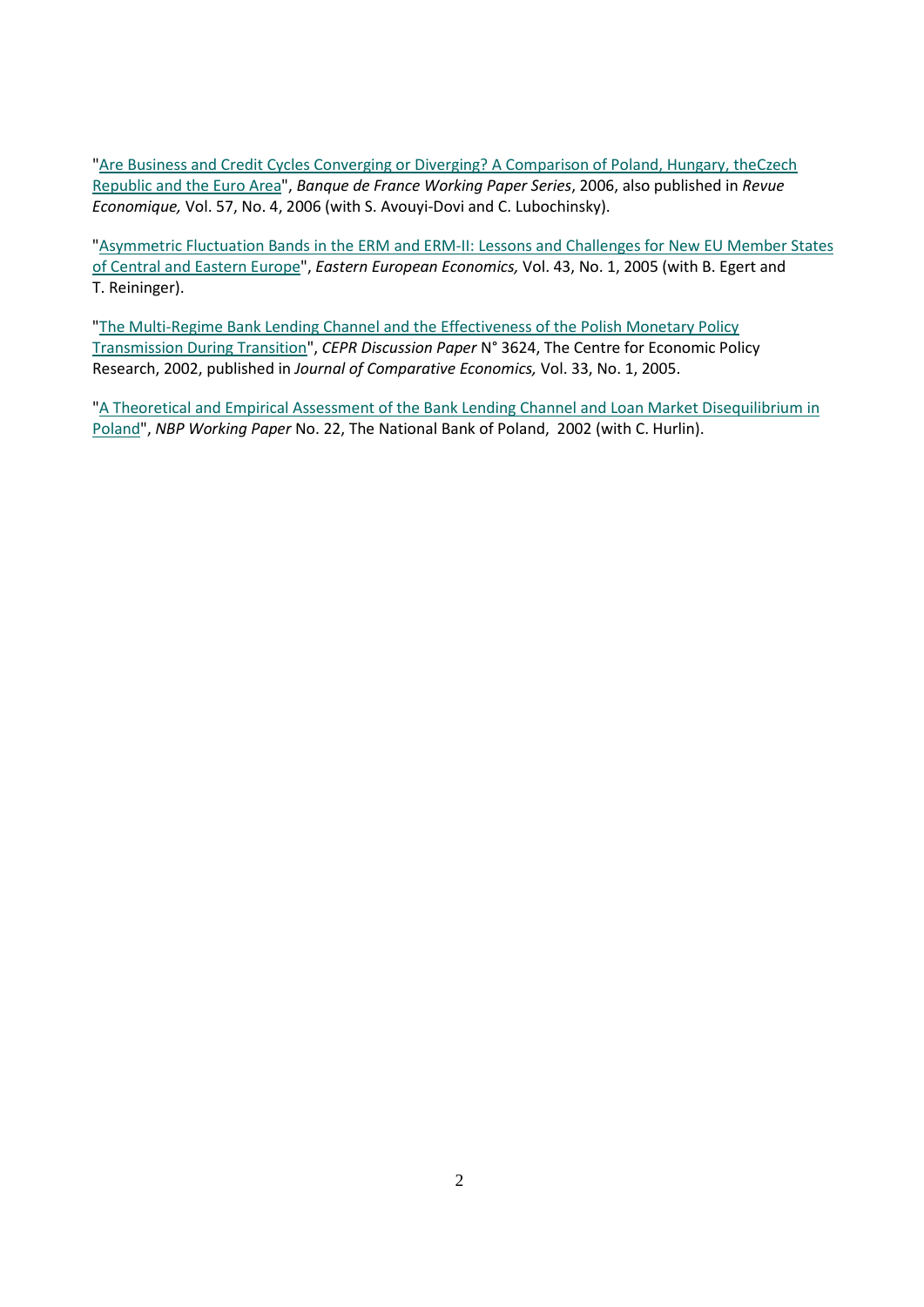"Are Business and Credit Cycles Converging or Diverging? A Comparison of Poland, Hungary, theCzech Republic and the Euro Area", *Banque de France Working Paper Series*, 2006, also published in *Revue Economique,* Vol. 57, No. 4, 2006 (with S. Avouyi-Dovi and C. Lubochinsky).

"Asymmetric Fluctuation Bands in the ERM and ERM-II: Lessons and Challenges for New EU Member States of Central and Eastern Europe", *Eastern European Economics,* Vol. 43, No. 1, 2005 (with B. Egert and T. Reininger).

"The Multi-Regime Bank Lending Channel and the Effectiveness of the Polish Monetary Policy Transmission During Transition", *CEPR Discussion Paper* N° 3624, The Centre for Economic Policy Research, 2002, published in *Journal of Comparative Economics,* Vol. 33, No. 1, 2005.

"A Theoretical and Empirical Assessment of the Bank Lending Channel and Loan Market Disequilibrium in Poland", *NBP Working Paper* No. 22, The National Bank of Poland, 2002 (with C. Hurlin).